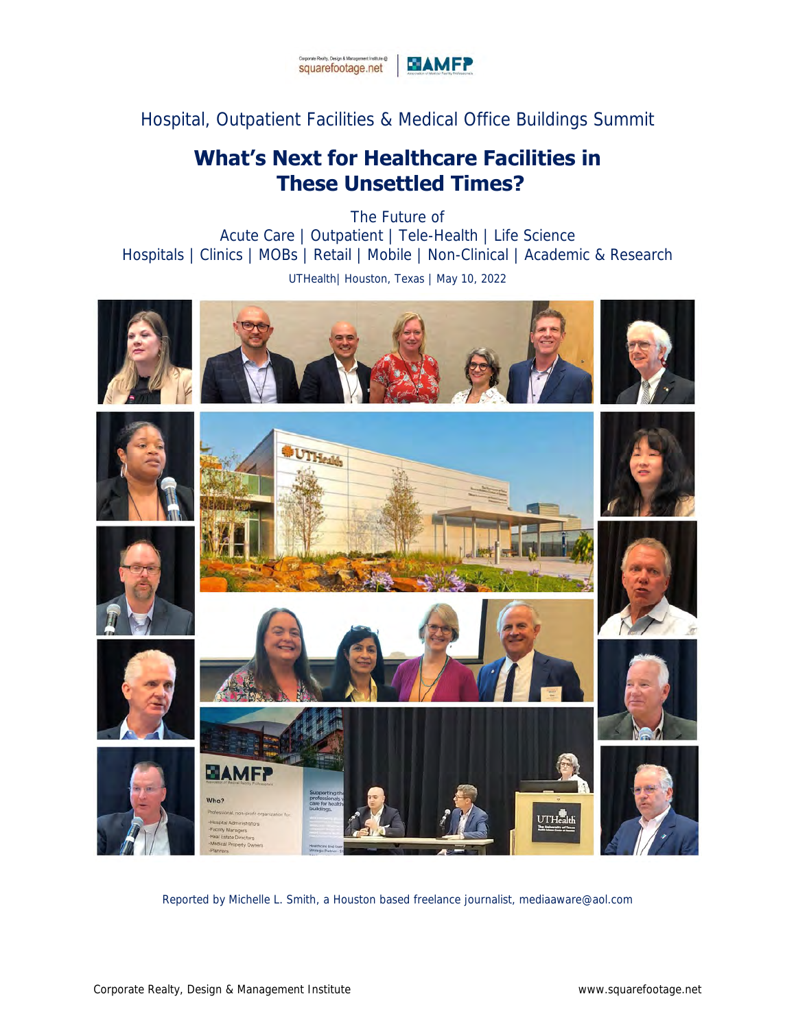Hospital, Outpatient Facilities & Medical Office Buildings Summit

# What's Next for Healthcare Facilities in These Unsettled Times?

The Future of
Acute Care | Outpatient | Tele-Health | Life Science
Hospitals | Clinics | MOBs | Retail | Mobile | Non-Clinical | Academic & Research

UTHealth| Houston, Texas | May 10, 2022

Reported by Michelle L. Smith, a Houston based freelance journalist, mediaaware@aol.com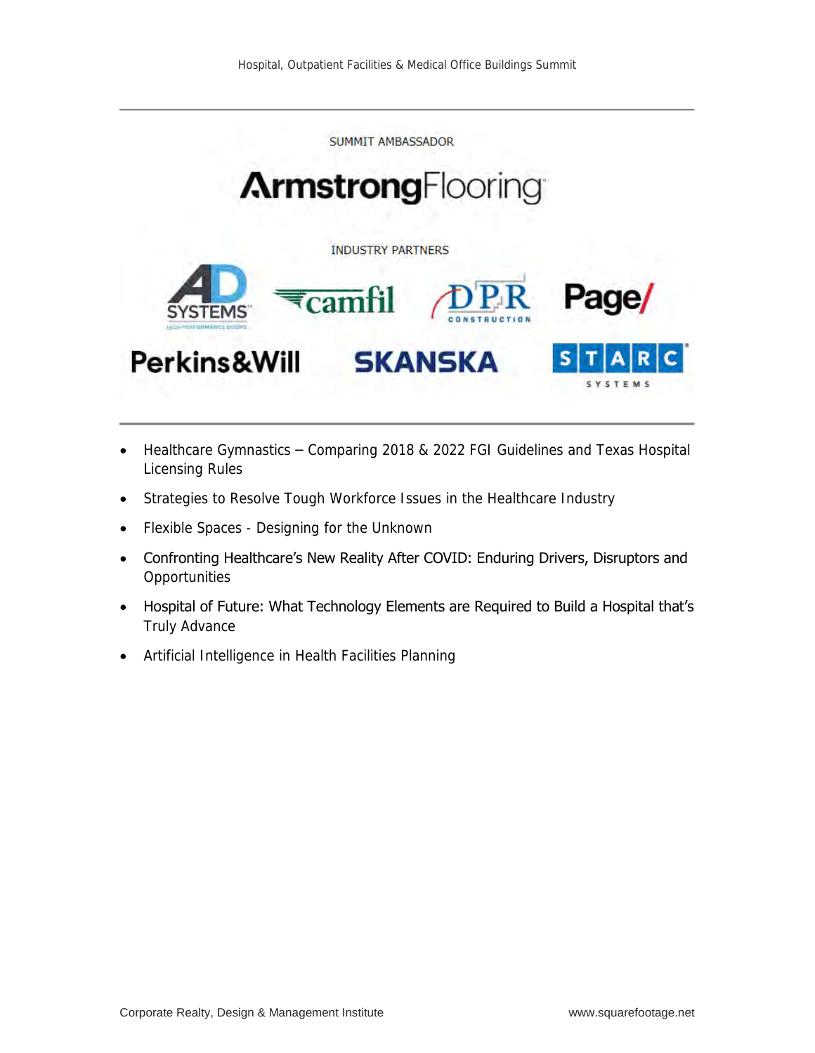SUMMIT AMBASSADOR

ArmstrongFlooring

INDUSTRY PARTNERS

AD SYSTEMS

camfil

DPR CONSTRUCTION

Page/

Perkins&Will

SKANSKA

STARC SYSTEMS

- Healthcare Gymnastics – Comparing 2018 & 2022 FGI Guidelines and Texas Hospital Licensing Rules
- Strategies to Resolve Tough Workforce Issues in the Healthcare Industry
- Flexible Spaces - Designing for the Unknown
- Confronting Healthcare's New Reality After COVID: Enduring Drivers, Disruptors and Opportunities
- Hospital of Future: What Technology Elements are Required to Build a Hospital that's Truly Advance
- Artificial Intelligence in Health Facilities Planning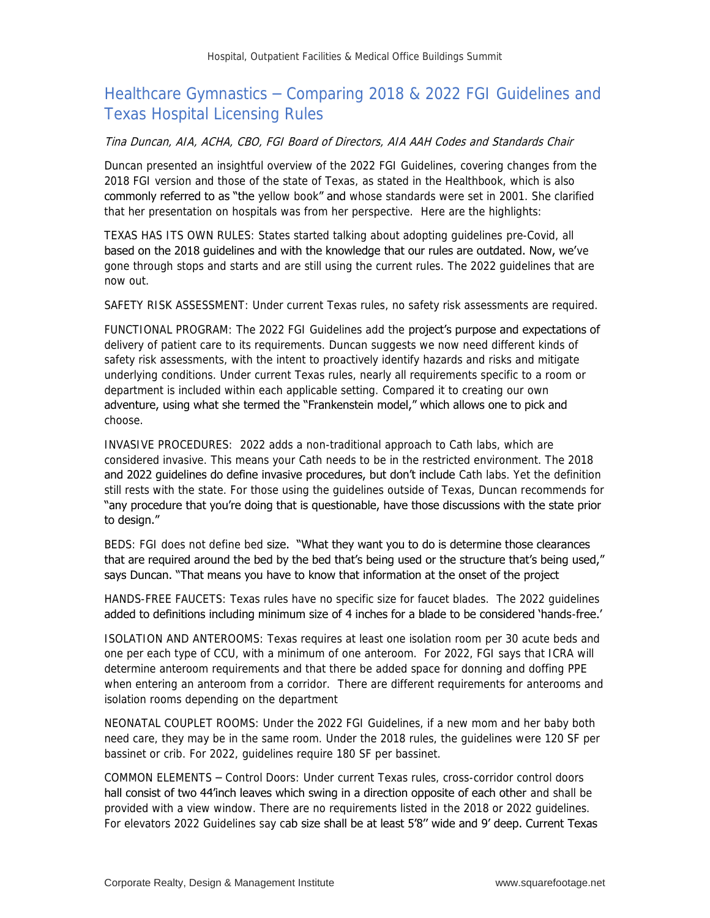## Healthcare Gymnastics – Comparing 2018 & 2022 FGI Guidelines and Texas Hospital Licensing Rules

*Tina Duncan, AIA, ACHA, CBO, FGI Board of Directors, AIA AAH Codes and Standards Chair*

Duncan presented an insightful overview of the 2022 FGI Guidelines, covering changes from the 2018 FGI version and those of the state of Texas, as stated in the Healthbook, which is also commonly referred to as "the yellow book" and whose standards were set in 2001. She clarified that her presentation on hospitals was from her perspective. Here are the highlights:

TEXAS HAS ITS OWN RULES: States started talking about adopting guidelines pre-Covid, all based on the 2018 guidelines and with the knowledge that our rules are outdated. Now, we've gone through stops and starts and are still using the current rules. The 2022 guidelines that are now out.

SAFETY RISK ASSESSMENT: Under current Texas rules, no safety risk assessments are required.

FUNCTIONAL PROGRAM: The 2022 FGI Guidelines add the project's purpose and expectations of delivery of patient care to its requirements. Duncan suggests we now need different kinds of safety risk assessments, with the intent to proactively identify hazards and risks and mitigate underlying conditions. Under current Texas rules, nearly all requirements specific to a room or department is included within each applicable setting. Compared it to creating our own adventure, using what she termed the "Frankenstein model," which allows one to pick and choose.

INVASIVE PROCEDURES: 2022 adds a non-traditional approach to Cath labs, which are considered invasive. This means your Cath needs to be in the restricted environment. The 2018 and 2022 guidelines do define invasive procedures, but don't include Cath labs. Yet the definition still rests with the state. For those using the guidelines outside of Texas, Duncan recommends for "any procedure that you're doing that is questionable, have those discussions with the state prior to design."

BEDS: FGI does not define bed size. "What they want you to do is determine those clearances that are required around the bed by the bed that's being used or the structure that's being used," says Duncan. "That means you have to know that information at the onset of the project

HANDS-FREE FAUCETS: Texas rules have no specific size for faucet blades. The 2022 guidelines added to definitions including minimum size of 4 inches for a blade to be considered 'hands-free.'

ISOLATION AND ANTEROOMS: Texas requires at least one isolation room per 30 acute beds and one per each type of CCU, with a minimum of one anteroom. For 2022, FGI says that ICRA will determine anteroom requirements and that there be added space for donning and doffing PPE when entering an anteroom from a corridor. There are different requirements for anterooms and isolation rooms depending on the department

NEONATAL COUPLET ROOMS: Under the 2022 FGI Guidelines, if a new mom and her baby both need care, they may be in the same room. Under the 2018 rules, the guidelines were 120 SF per bassinet or crib. For 2022, guidelines require 180 SF per bassinet.

COMMON ELEMENTS – Control Doors: Under current Texas rules, cross-corridor control doors hall consist of two 44'inch leaves which swing in a direction opposite of each other and shall be provided with a view window. There are no requirements listed in the 2018 or 2022 guidelines. For elevators 2022 Guidelines say cab size shall be at least 5'8" wide and 9' deep. Current Texas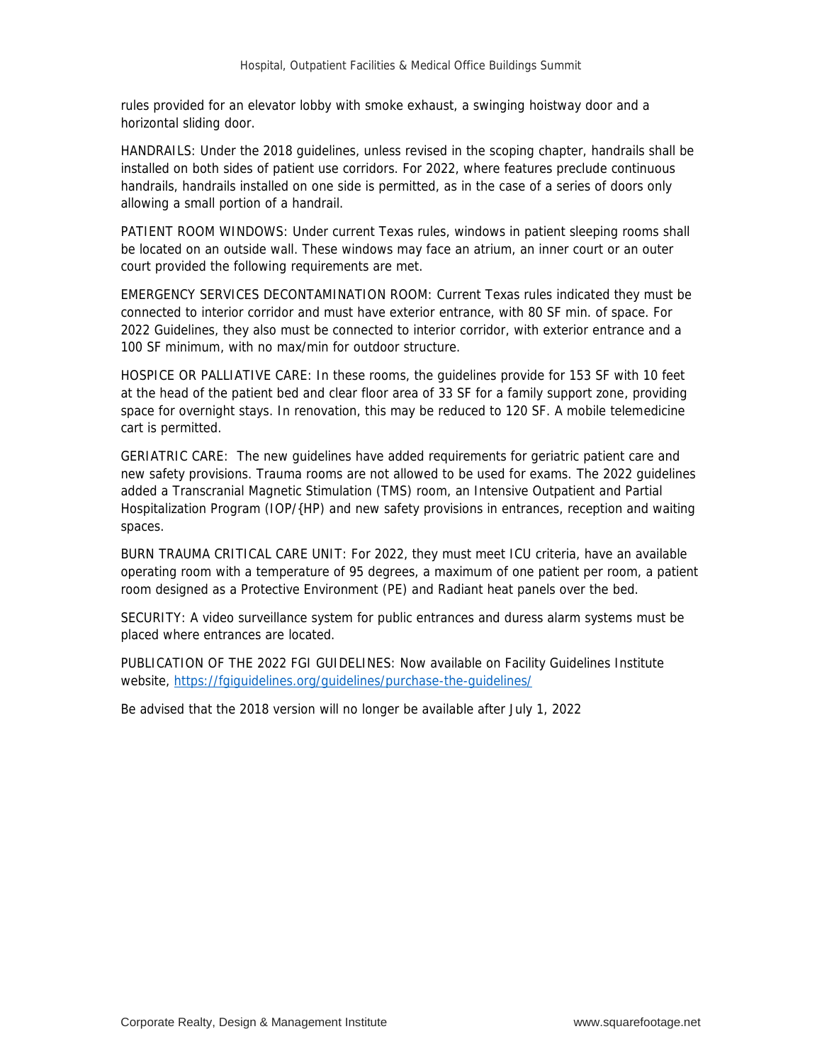rules provided for an elevator lobby with smoke exhaust, a swinging hoistway door and a horizontal sliding door.

HANDRAILS: Under the 2018 guidelines, unless revised in the scoping chapter, handrails shall be installed on both sides of patient use corridors. For 2022, where features preclude continuous handrails, handrails installed on one side is permitted, as in the case of a series of doors only allowing a small portion of a handrail.

PATIENT ROOM WINDOWS: Under current Texas rules, windows in patient sleeping rooms shall be located on an outside wall. These windows may face an atrium, an inner court or an outer court provided the following requirements are met.

EMERGENCY SERVICES DECONTAMINATION ROOM: Current Texas rules indicated they must be connected to interior corridor and must have exterior entrance, with 80 SF min. of space. For 2022 Guidelines, they also must be connected to interior corridor, with exterior entrance and a 100 SF minimum, with no max/min for outdoor structure.

HOSPICE OR PALLIATIVE CARE: In these rooms, the guidelines provide for 153 SF with 10 feet at the head of the patient bed and clear floor area of 33 SF for a family support zone, providing space for overnight stays. In renovation, this may be reduced to 120 SF. A mobile telemedicine cart is permitted.

GERIATRIC CARE: The new guidelines have added requirements for geriatric patient care and new safety provisions. Trauma rooms are not allowed to be used for exams. The 2022 guidelines added a Transcranial Magnetic Stimulation (TMS) room, an Intensive Outpatient and Partial Hospitalization Program (IOP/{HP) and new safety provisions in entrances, reception and waiting spaces.

BURN TRAUMA CRITICAL CARE UNIT: For 2022, they must meet ICU criteria, have an available operating room with a temperature of 95 degrees, a maximum of one patient per room, a patient room designed as a Protective Environment (PE) and Radiant heat panels over the bed.

SECURITY: A video surveillance system for public entrances and duress alarm systems must be placed where entrances are located.

PUBLICATION OF THE 2022 FGI GUIDELINES: Now available on Facility Guidelines Institute website, https://fgiguidelines.org/guidelines/purchase-the-guidelines/

Be advised that the 2018 version will no longer be available after July 1, 2022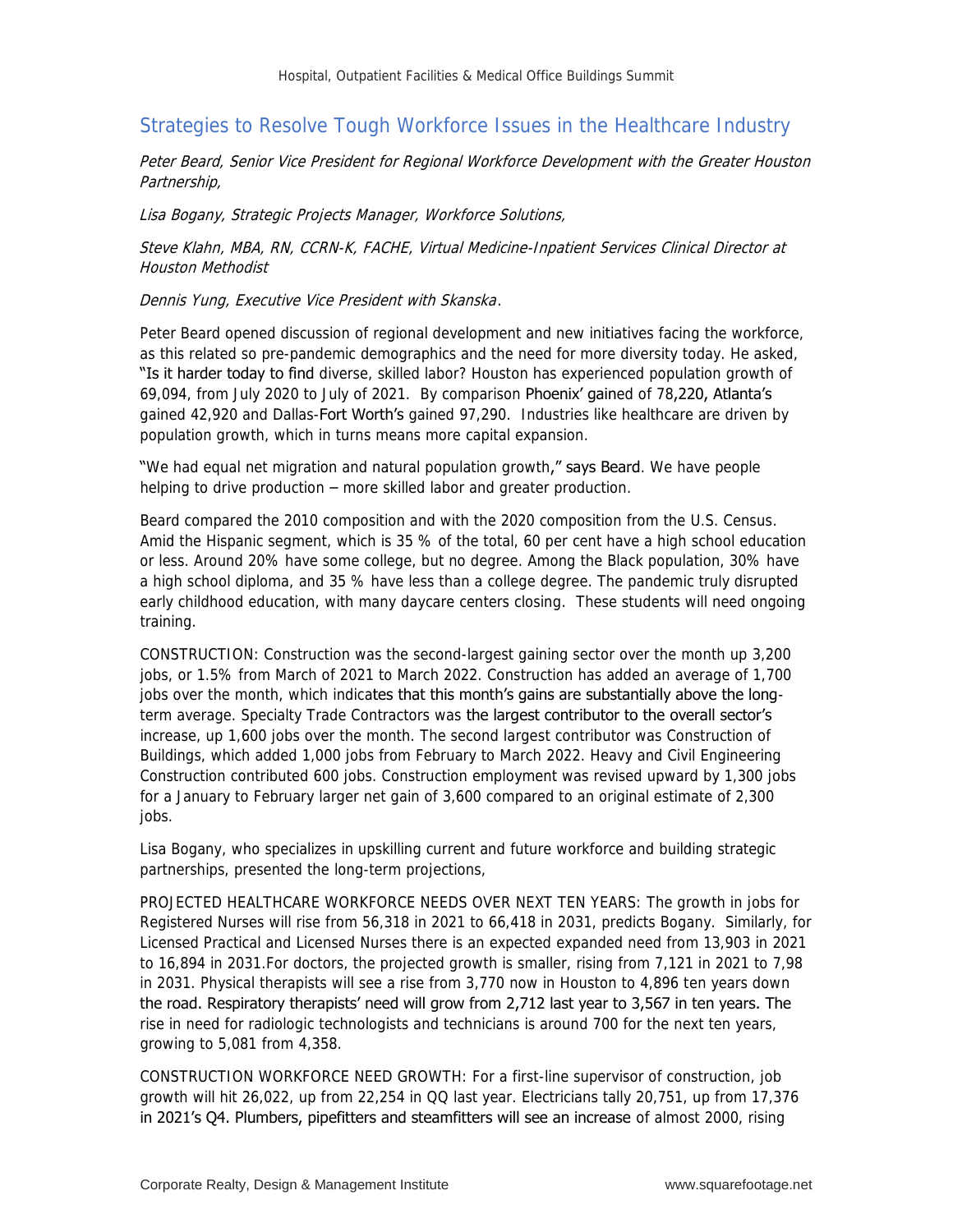## Strategies to Resolve Tough Workforce Issues in the Healthcare Industry

*Peter Beard, Senior Vice President for Regional Workforce Development with the Greater Houston Partnership,*

*Lisa Bogany, Strategic Projects Manager, Workforce Solutions,*

*Steve Klahn, MBA, RN, CCRN-K, FACHE, Virtual Medicine-Inpatient Services Clinical Director at Houston Methodist*

*Dennis Yung, Executive Vice President with Skanska*.

Peter Beard opened discussion of regional development and new initiatives facing the workforce, as this related so pre-pandemic demographics and the need for more diversity today. He asked, "Is it harder today to find diverse, skilled labor? Houston has experienced population growth of 69,094, from July 2020 to July of 2021. By comparison Phoenix' gained of 78,220, Atlanta's gained 42,920 and Dallas-Fort Worth's gained 97,290. Industries like healthcare are driven by population growth, which in turns means more capital expansion.

"We had equal net migration and natural population growth," says Beard. We have people helping to drive production – more skilled labor and greater production.

Beard compared the 2010 composition and with the 2020 composition from the U.S. Census. Amid the Hispanic segment, which is 35 % of the total, 60 per cent have a high school education or less. Around 20% have some college, but no degree. Among the Black population, 30% have a high school diploma, and 35 % have less than a college degree. The pandemic truly disrupted early childhood education, with many daycare centers closing. These students will need ongoing training.

CONSTRUCTION: Construction was the second-largest gaining sector over the month up 3,200 jobs, or 1.5% from March of 2021 to March 2022. Construction has added an average of 1,700 jobs over the month, which indicates that this month's gains are substantially above the long-term average. Specialty Trade Contractors was the largest contributor to the overall sector's increase, up 1,600 jobs over the month. The second largest contributor was Construction of Buildings, which added 1,000 jobs from February to March 2022. Heavy and Civil Engineering Construction contributed 600 jobs. Construction employment was revised upward by 1,300 jobs for a January to February larger net gain of 3,600 compared to an original estimate of 2,300 jobs.

Lisa Bogany, who specializes in upskilling current and future workforce and building strategic partnerships, presented the long-term projections,

PROJECTED HEALTHCARE WORKFORCE NEEDS OVER NEXT TEN YEARS: The growth in jobs for Registered Nurses will rise from 56,318 in 2021 to 66,418 in 2031, predicts Bogany. Similarly, for Licensed Practical and Licensed Nurses there is an expected expanded need from 13,903 in 2021 to 16,894 in 2031.For doctors, the projected growth is smaller, rising from 7,121 in 2021 to 7,98 in 2031. Physical therapists will see a rise from 3,770 now in Houston to 4,896 ten years down the road. Respiratory therapists' need will grow from 2,712 last year to 3,567 in ten years. The rise in need for radiologic technologists and technicians is around 700 for the next ten years, growing to 5,081 from 4,358.

CONSTRUCTION WORKFORCE NEED GROWTH: For a first-line supervisor of construction, job growth will hit 26,022, up from 22,254 in QQ last year. Electricians tally 20,751, up from 17,376 in 2021's Q4. Plumbers, pipefitters and steamfitters will see an increase of almost 2000, rising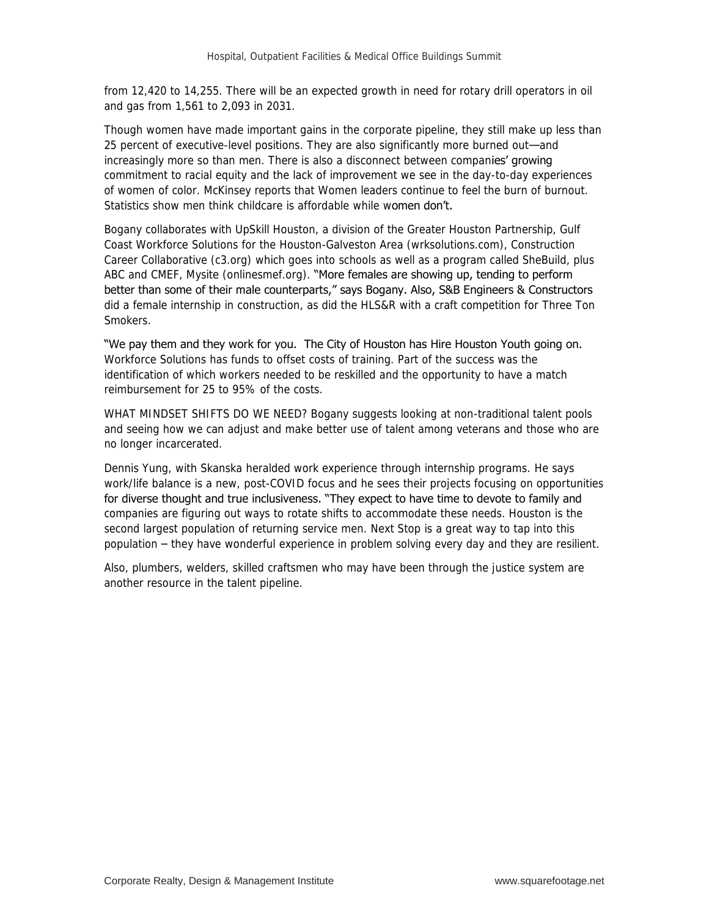from 12,420 to 14,255. There will be an expected growth in need for rotary drill operators in oil and gas from 1,561 to 2,093 in 2031.

Though women have made important gains in the corporate pipeline, they still make up less than 25 percent of executive-level positions. They are also significantly more burned out—and increasingly more so than men. There is also a disconnect between companies' growing commitment to racial equity and the lack of improvement we see in the day-to-day experiences of women of color. McKinsey reports that Women leaders continue to feel the burn of burnout. Statistics show men think childcare is affordable while women don't.

Bogany collaborates with UpSkill Houston, a division of the Greater Houston Partnership, Gulf Coast Workforce Solutions for the Houston-Galveston Area (wrksolutions.com), Construction Career Collaborative (c3.org) which goes into schools as well as a program called SheBuild, plus ABC and CMEF, Mysite (onlinesmef.org). "More females are showing up, tending to perform better than some of their male counterparts," says Bogany. Also, S&B Engineers & Constructors did a female internship in construction, as did the HLS&R with a craft competition for Three Ton Smokers.

"We pay them and they work for you. The City of Houston has Hire Houston Youth going on. Workforce Solutions has funds to offset costs of training. Part of the success was the identification of which workers needed to be reskilled and the opportunity to have a match reimbursement for 25 to 95% of the costs.

WHAT MINDSET SHIFTS DO WE NEED? Bogany suggests looking at non-traditional talent pools and seeing how we can adjust and make better use of talent among veterans and those who are no longer incarcerated.

Dennis Yung, with Skanska heralded work experience through internship programs. He says work/life balance is a new, post-COVID focus and he sees their projects focusing on opportunities for diverse thought and true inclusiveness. "They expect to have time to devote to family and companies are figuring out ways to rotate shifts to accommodate these needs. Houston is the second largest population of returning service men. Next Stop is a great way to tap into this population – they have wonderful experience in problem solving every day and they are resilient.

Also, plumbers, welders, skilled craftsmen who may have been through the justice system are another resource in the talent pipeline.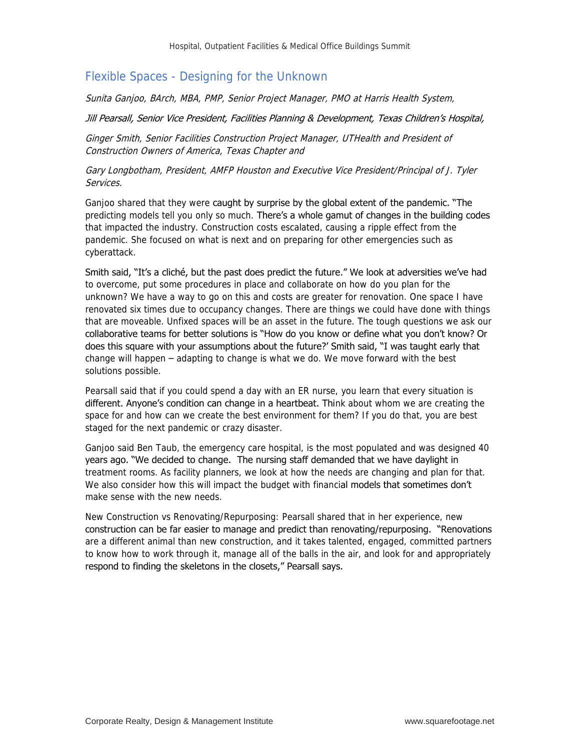## Flexible Spaces - Designing for the Unknown

*Sunita Ganjoo, BArch, MBA, PMP, Senior Project Manager, PMO at Harris Health System,*

*Jill Pearsall, Senior Vice President, Facilities Planning & Development, Texas Children's Hospital,*

*Ginger Smith, Senior Facilities Construction Project Manager, UTHealth and President of Construction Owners of America, Texas Chapter and*

*Gary Longbotham, President, AMFP Houston and Executive Vice President/Principal of J. Tyler Services.*

Ganjoo shared that they were caught by surprise by the global extent of the pandemic. "The predicting models tell you only so much. There's a whole gamut of changes in the building codes that impacted the industry. Construction costs escalated, causing a ripple effect from the pandemic. She focused on what is next and on preparing for other emergencies such as cyberattack.

Smith said, "It's a cliché, but the past does predict the future." We look at adversities we've had to overcome, put some procedures in place and collaborate on how do you plan for the unknown? We have a way to go on this and costs are greater for renovation. One space I have renovated six times due to occupancy changes. There are things we could have done with things that are moveable. Unfixed spaces will be an asset in the future. The tough questions we ask our collaborative teams for better solutions is "How do you know or define what you don't know? Or does this square with your assumptions about the future?' Smith said, "I was taught early that change will happen – adapting to change is what we do. We move forward with the best solutions possible.

Pearsall said that if you could spend a day with an ER nurse, you learn that every situation is different. Anyone's condition can change in a heartbeat. Think about whom we are creating the space for and how can we create the best environment for them? If you do that, you are best staged for the next pandemic or crazy disaster.

Ganjoo said Ben Taub, the emergency care hospital, is the most populated and was designed 40 years ago. "We decided to change. The nursing staff demanded that we have daylight in treatment rooms. As facility planners, we look at how the needs are changing and plan for that. We also consider how this will impact the budget with financial models that sometimes don't make sense with the new needs.

New Construction vs Renovating/Repurposing: Pearsall shared that in her experience, new construction can be far easier to manage and predict than renovating/repurposing. "Renovations are a different animal than new construction, and it takes talented, engaged, committed partners to know how to work through it, manage all of the balls in the air, and look for and appropriately respond to finding the skeletons in the closets," Pearsall says.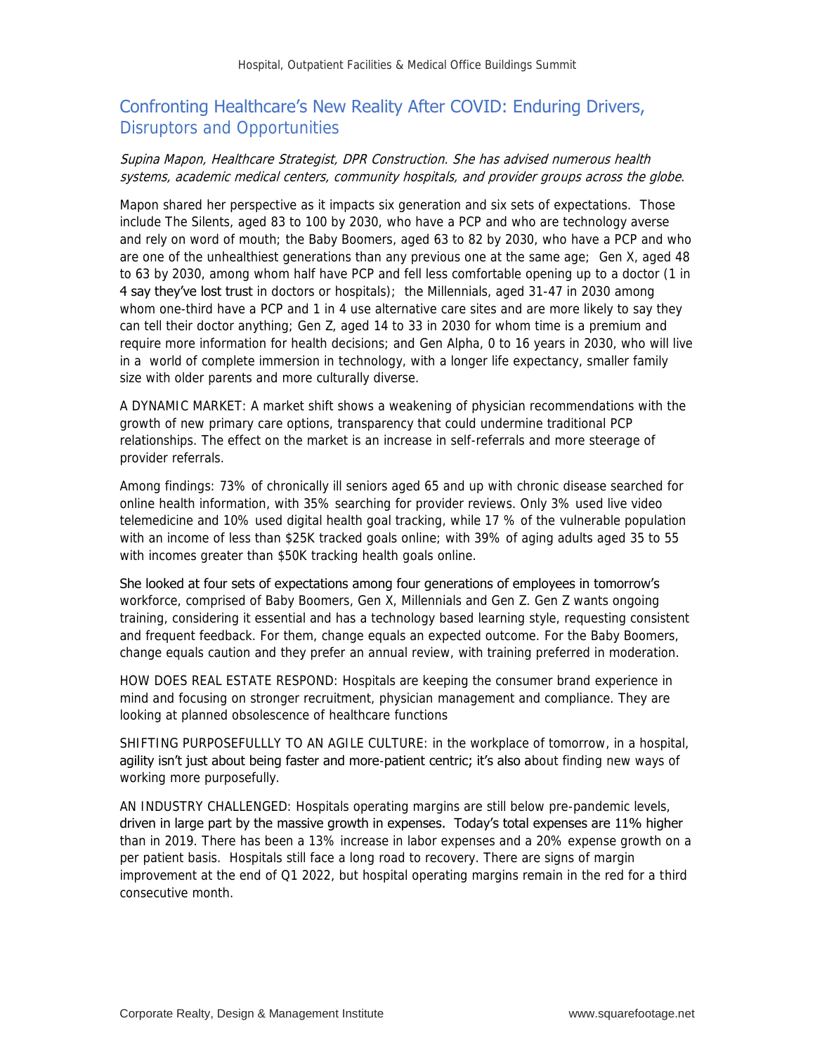## Confronting Healthcare's New Reality After COVID: Enduring Drivers, Disruptors and Opportunities

*Supina Mapon, Healthcare Strategist, DPR Construction. She has advised numerous health systems, academic medical centers, community hospitals, and provider groups across the globe*.

Mapon shared her perspective as it impacts six generation and six sets of expectations. Those include The Silents, aged 83 to 100 by 2030, who have a PCP and who are technology averse and rely on word of mouth; the Baby Boomers, aged 63 to 82 by 2030, who have a PCP and who are one of the unhealthiest generations than any previous one at the same age; Gen X, aged 48 to 63 by 2030, among whom half have PCP and fell less comfortable opening up to a doctor (1 in 4 say they've lost trust in doctors or hospitals); the Millennials, aged 31-47 in 2030 among whom one-third have a PCP and 1 in 4 use alternative care sites and are more likely to say they can tell their doctor anything; Gen Z, aged 14 to 33 in 2030 for whom time is a premium and require more information for health decisions; and Gen Alpha, 0 to 16 years in 2030, who will live in a world of complete immersion in technology, with a longer life expectancy, smaller family size with older parents and more culturally diverse.

A DYNAMIC MARKET: A market shift shows a weakening of physician recommendations with the growth of new primary care options, transparency that could undermine traditional PCP relationships. The effect on the market is an increase in self-referrals and more steerage of provider referrals.

Among findings: 73% of chronically ill seniors aged 65 and up with chronic disease searched for online health information, with 35% searching for provider reviews. Only 3% used live video telemedicine and 10% used digital health goal tracking, while 17 % of the vulnerable population with an income of less than $25K tracked goals online; with 39% of aging adults aged 35 to 55 with incomes greater than $50K tracking health goals online.

She looked at four sets of expectations among four generations of employees in tomorrow's workforce, comprised of Baby Boomers, Gen X, Millennials and Gen Z. Gen Z wants ongoing training, considering it essential and has a technology based learning style, requesting consistent and frequent feedback. For them, change equals an expected outcome. For the Baby Boomers, change equals caution and they prefer an annual review, with training preferred in moderation.

HOW DOES REAL ESTATE RESPOND: Hospitals are keeping the consumer brand experience in mind and focusing on stronger recruitment, physician management and compliance. They are looking at planned obsolescence of healthcare functions

SHIFTING PURPOSEFULLLY TO AN AGILE CULTURE: in the workplace of tomorrow, in a hospital, agility isn't just about being faster and more-patient centric; it's also about finding new ways of working more purposefully.

AN INDUSTRY CHALLENGED: Hospitals operating margins are still below pre-pandemic levels, driven in large part by the massive growth in expenses. Today's total expenses are 11% higher than in 2019. There has been a 13% increase in labor expenses and a 20% expense growth on a per patient basis. Hospitals still face a long road to recovery. There are signs of margin improvement at the end of Q1 2022, but hospital operating margins remain in the red for a third consecutive month.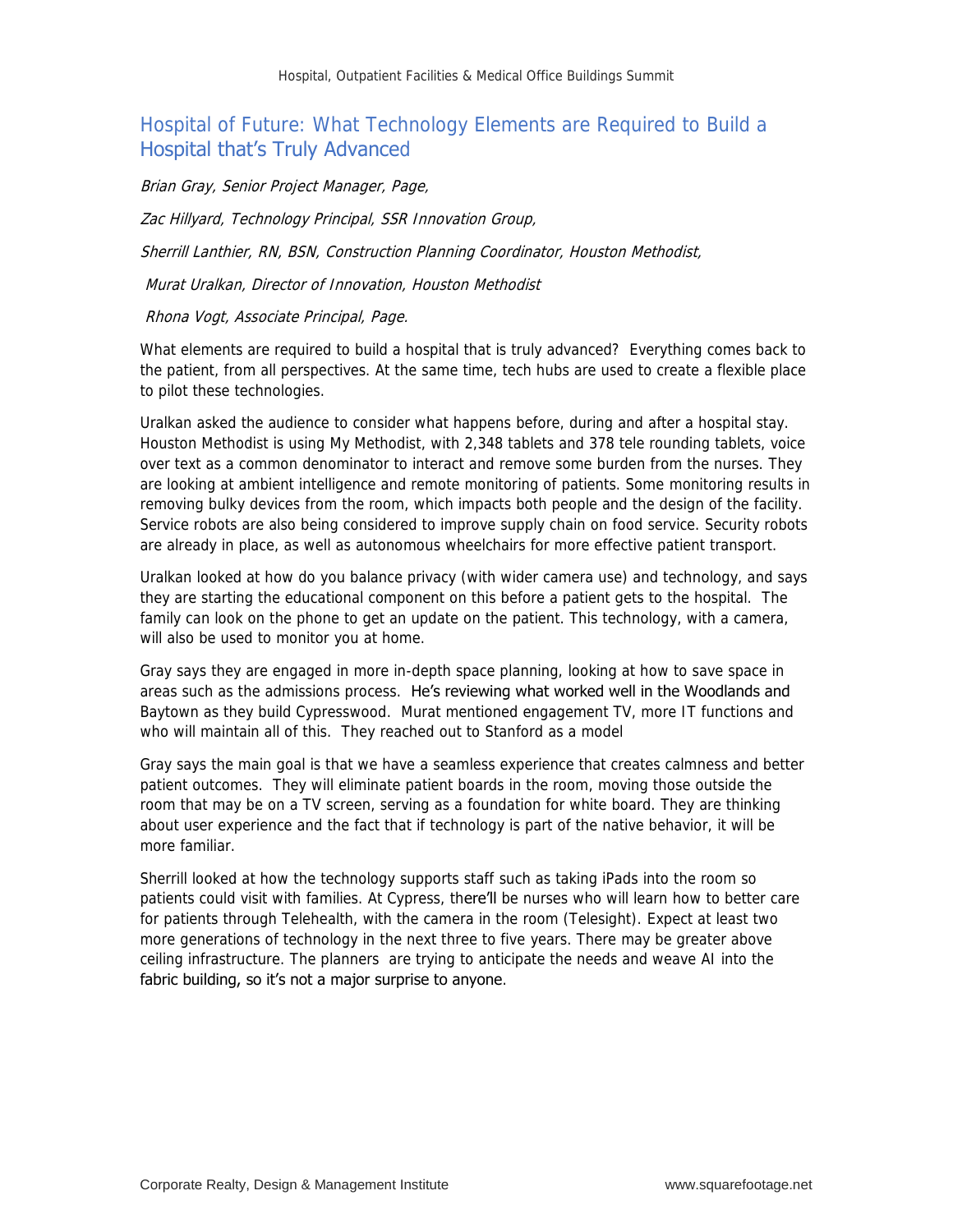## Hospital of Future: What Technology Elements are Required to Build a Hospital that's Truly Advanced

*Brian Gray, Senior Project Manager, Page,*

*Zac Hillyard, Technology Principal, SSR Innovation Group,*

*Sherrill Lanthier, RN, BSN, Construction Planning Coordinator, Houston Methodist,*

*Murat Uralkan, Director of Innovation, Houston Methodist*

*Rhona Vogt, Associate Principal, Page.*

What elements are required to build a hospital that is truly advanced? Everything comes back to the patient, from all perspectives. At the same time, tech hubs are used to create a flexible place to pilot these technologies.

Uralkan asked the audience to consider what happens before, during and after a hospital stay. Houston Methodist is using My Methodist, with 2,348 tablets and 378 tele rounding tablets, voice over text as a common denominator to interact and remove some burden from the nurses. They are looking at ambient intelligence and remote monitoring of patients. Some monitoring results in removing bulky devices from the room, which impacts both people and the design of the facility. Service robots are also being considered to improve supply chain on food service. Security robots are already in place, as well as autonomous wheelchairs for more effective patient transport.

Uralkan looked at how do you balance privacy (with wider camera use) and technology, and says they are starting the educational component on this before a patient gets to the hospital. The family can look on the phone to get an update on the patient. This technology, with a camera, will also be used to monitor you at home.

Gray says they are engaged in more in-depth space planning, looking at how to save space in areas such as the admissions process. He's reviewing what worked well in the Woodlands and Baytown as they build Cypresswood. Murat mentioned engagement TV, more IT functions and who will maintain all of this. They reached out to Stanford as a model

Gray says the main goal is that we have a seamless experience that creates calmness and better patient outcomes. They will eliminate patient boards in the room, moving those outside the room that may be on a TV screen, serving as a foundation for white board. They are thinking about user experience and the fact that if technology is part of the native behavior, it will be more familiar.

Sherrill looked at how the technology supports staff such as taking iPads into the room so patients could visit with families. At Cypress, there'll be nurses who will learn how to better care for patients through Telehealth, with the camera in the room (Telesight). Expect at least two more generations of technology in the next three to five years. There may be greater above ceiling infrastructure. The planners are trying to anticipate the needs and weave AI into the fabric building, so it's not a major surprise to anyone.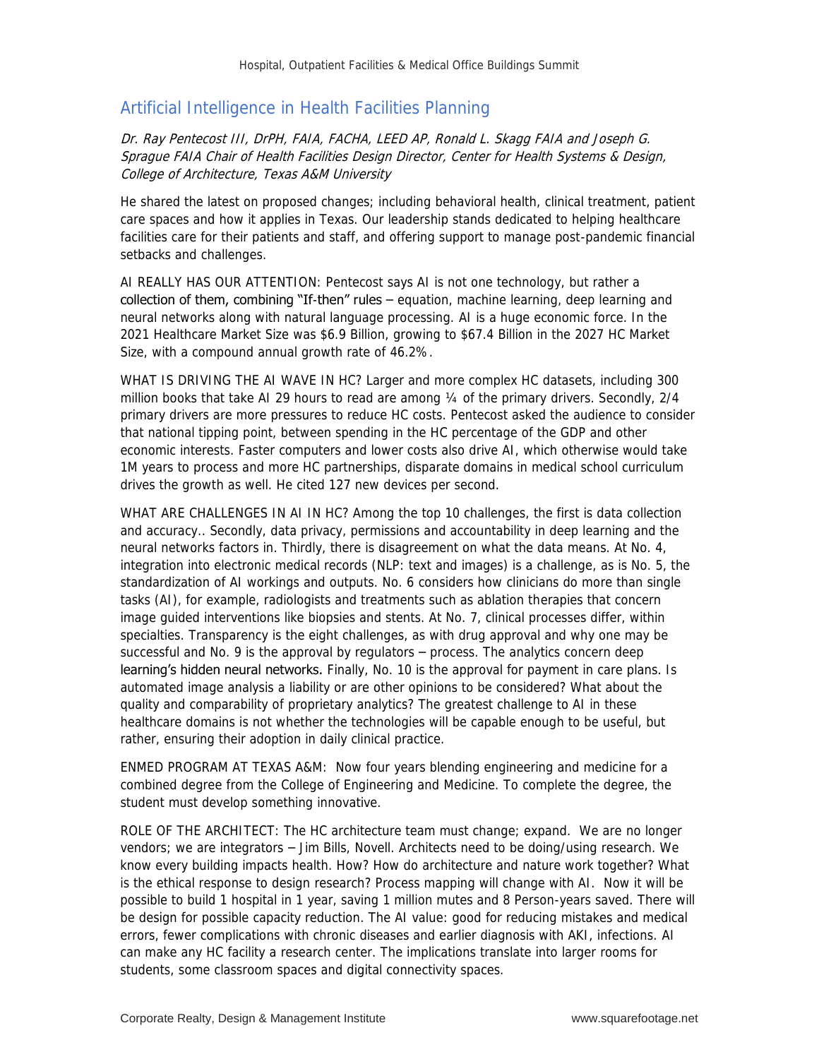## Artificial Intelligence in Health Facilities Planning

*Dr. Ray Pentecost III, DrPH, FAIA, FACHA, LEED AP, Ronald L. Skagg FAIA and Joseph G. Sprague FAIA Chair of Health Facilities Design Director, Center for Health Systems & Design, College of Architecture, Texas A&M University*

He shared the latest on proposed changes; including behavioral health, clinical treatment, patient care spaces and how it applies in Texas. Our leadership stands dedicated to helping healthcare facilities care for their patients and staff, and offering support to manage post-pandemic financial setbacks and challenges.

AI REALLY HAS OUR ATTENTION: Pentecost says AI is not one technology, but rather a collection of them, combining "If-then" rules – equation, machine learning, deep learning and neural networks along with natural language processing. AI is a huge economic force. In the 2021 Healthcare Market Size was $6.9 Billion, growing to $67.4 Billion in the 2027 HC Market Size, with a compound annual growth rate of 46.2%.

WHAT IS DRIVING THE AI WAVE IN HC? Larger and more complex HC datasets, including 300 million books that take AI 29 hours to read are among ¼ of the primary drivers. Secondly, 2/4 primary drivers are more pressures to reduce HC costs. Pentecost asked the audience to consider that national tipping point, between spending in the HC percentage of the GDP and other economic interests. Faster computers and lower costs also drive AI, which otherwise would take 1M years to process and more HC partnerships, disparate domains in medical school curriculum drives the growth as well. He cited 127 new devices per second.

WHAT ARE CHALLENGES IN AI IN HC? Among the top 10 challenges, the first is data collection and accuracy.. Secondly, data privacy, permissions and accountability in deep learning and the neural networks factors in. Thirdly, there is disagreement on what the data means. At No. 4, integration into electronic medical records (NLP: text and images) is a challenge, as is No. 5, the standardization of AI workings and outputs. No. 6 considers how clinicians do more than single tasks (AI), for example, radiologists and treatments such as ablation therapies that concern image guided interventions like biopsies and stents. At No. 7, clinical processes differ, within specialties. Transparency is the eight challenges, as with drug approval and why one may be successful and No. 9 is the approval by regulators – process. The analytics concern deep learning's hidden neural networks. Finally, No. 10 is the approval for payment in care plans. Is automated image analysis a liability or are other opinions to be considered? What about the quality and comparability of proprietary analytics? The greatest challenge to AI in these healthcare domains is not whether the technologies will be capable enough to be useful, but rather, ensuring their adoption in daily clinical practice.

ENMED PROGRAM AT TEXAS A&M: Now four years blending engineering and medicine for a combined degree from the College of Engineering and Medicine. To complete the degree, the student must develop something innovative.

ROLE OF THE ARCHITECT: The HC architecture team must change; expand. We are no longer vendors; we are integrators – Jim Bills, Novell. Architects need to be doing/using research. We know every building impacts health. How? How do architecture and nature work together? What is the ethical response to design research? Process mapping will change with AI. Now it will be possible to build 1 hospital in 1 year, saving 1 million mutes and 8 Person-years saved. There will be design for possible capacity reduction. The AI value: good for reducing mistakes and medical errors, fewer complications with chronic diseases and earlier diagnosis with AKI, infections. AI can make any HC facility a research center. The implications translate into larger rooms for students, some classroom spaces and digital connectivity spaces.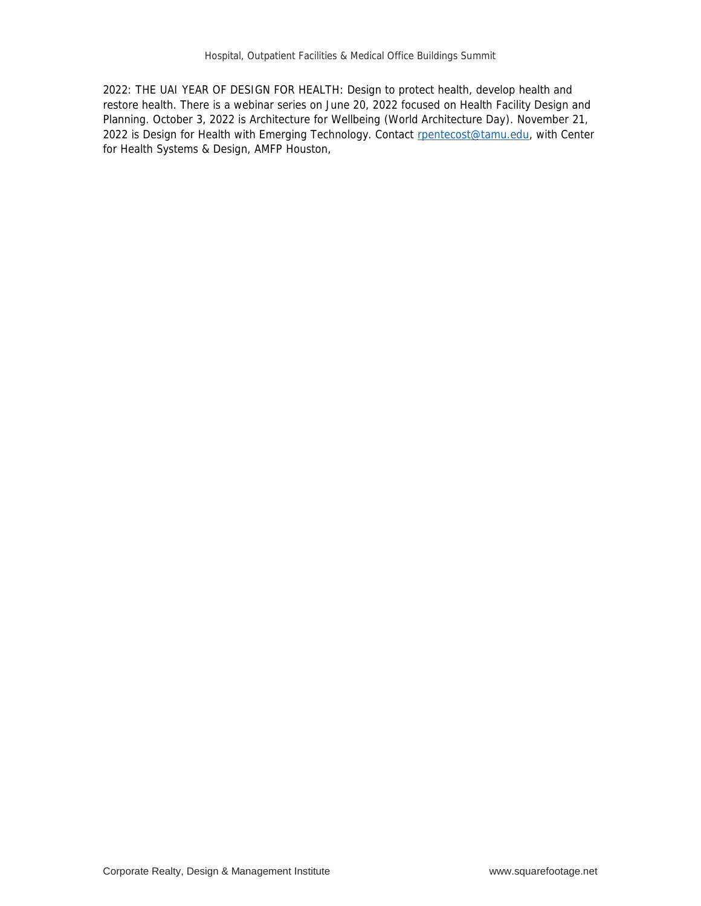2022: THE UAI YEAR OF DESIGN FOR HEALTH: Design to protect health, develop health and restore health. There is a webinar series on June 20, 2022 focused on Health Facility Design and Planning. October 3, 2022 is Architecture for Wellbeing (World Architecture Day). November 21, 2022 is Design for Health with Emerging Technology. Contact rpentecost@tamu.edu, with Center for Health Systems & Design, AMFP Houston,